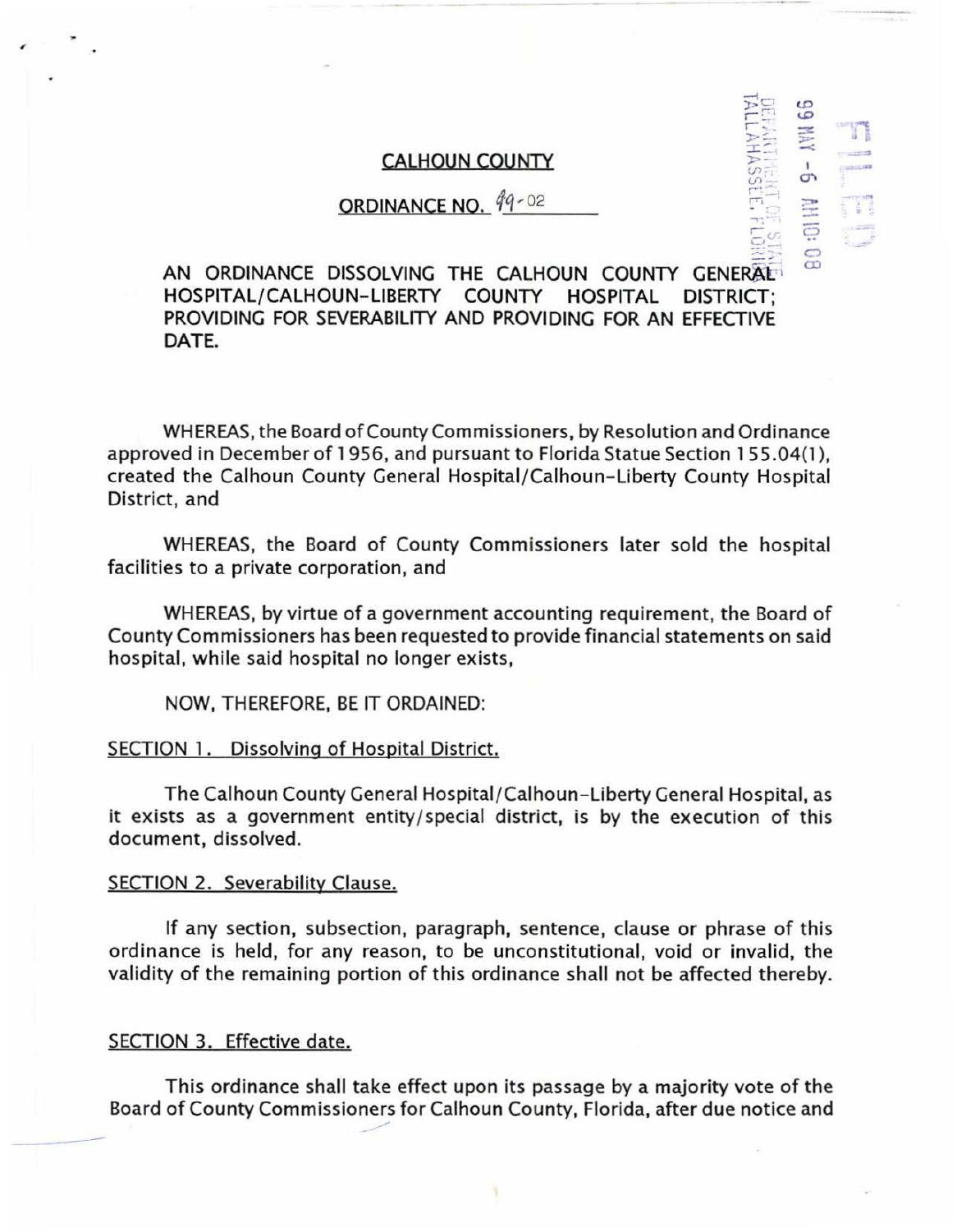# CALHOUN COUNTY

## ORDINANCE NO. 99-02

FILED

99 MAY -6 AM 10:08

DEPARTMENT OF STATE TALLAHASSEE, FLORIDA

**AN ORDINANCE DISSOLVING THE CALHOUN COUNTY GENERAL HOSPITAL/CALHOUN-LIBERTY COUNTY HOSPITAL DISTRICT; PROVIDING FOR SEVERABILITY AND PROVIDING FOR AN EFFECTIVE DATE.**

WHEREAS, the Board of County Commissioners, by Resolution and Ordinance approved in December of 1956, and pursuant to Florida Statue Section 155.04(1), created the Calhoun County General Hospital/Calhoun-Liberty County Hospital District, and

WHEREAS, the Board of County Commissioners later sold the hospital facilities to a private corporation, and

WHEREAS, by virtue of a government accounting requirement, the Board of County Commissioners has been requested to provide financial statements on said hospital, while said hospital no longer exists,

NOW, THEREFORE, BE IT ORDAINED:

SECTION 1. Dissolving of Hospital District.

The Calhoun County General Hospital/Calhoun-Liberty General Hospital, as it exists as a government entity/special district, is by the execution of this document, dissolved.

SECTION 2. Severability Clause.

If any section, subsection, paragraph, sentence, clause or phrase of this ordinance is held, for any reason, to be unconstitutional, void or invalid, the validity of the remaining portion of this ordinance shall not be affected thereby.

SECTION 3. Effective date.

This ordinance shall take effect upon its passage by a majority vote of the Board of County Commissioners for Calhoun County, Florida, after due notice and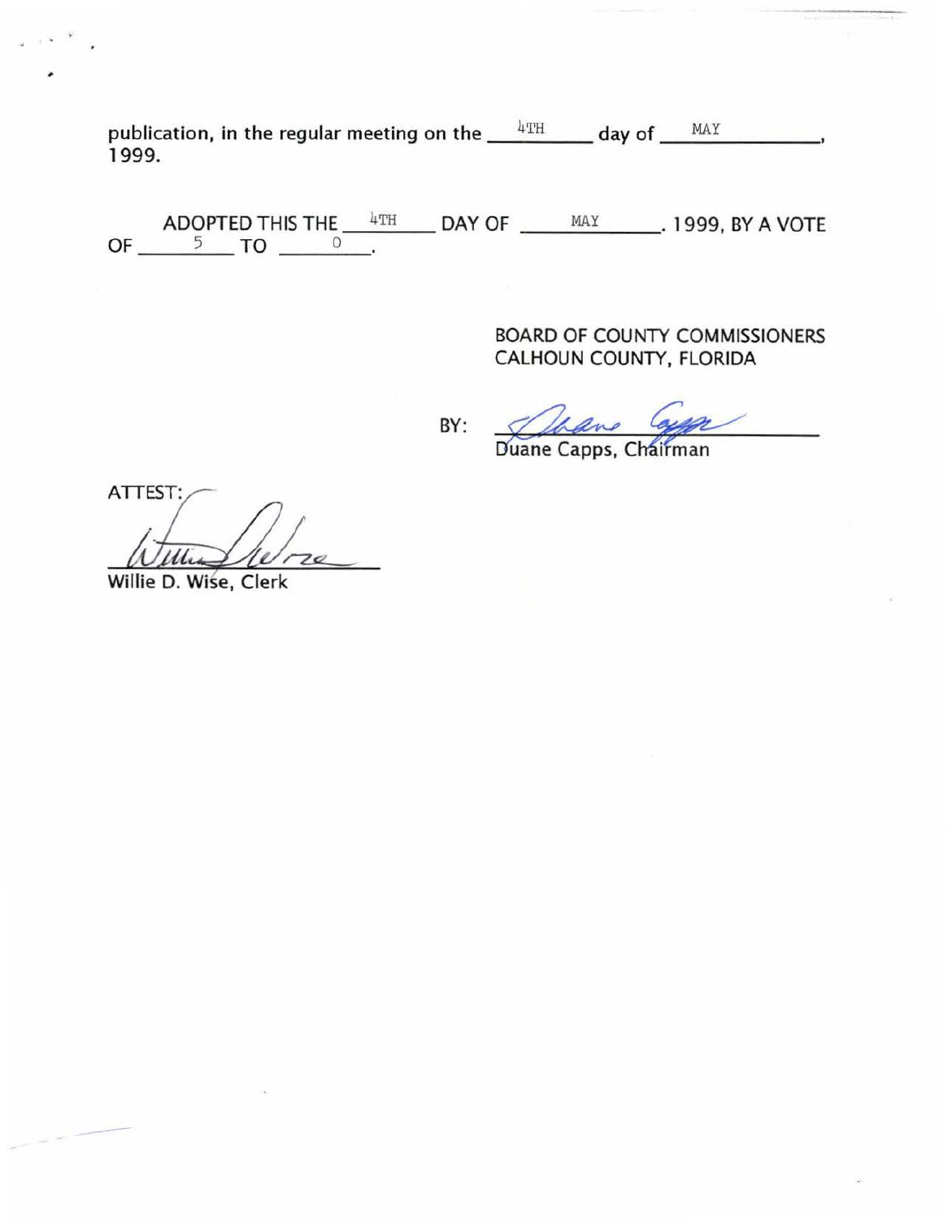publication, in the regular meeting on the 4TH day of MAY, 1999.

ADOPTED THIS THE 4TH DAY OF MAY, 1999, BY A VOTE OF 5 TO 0.

BOARD OF COUNTY COMMISSIONERS
CALHOUN COUNTY, FLORIDA

BY: Duane Capps
Duane Capps, Chairman

ATTEST:
Willie D. Wise
Willie D. Wise, Clerk